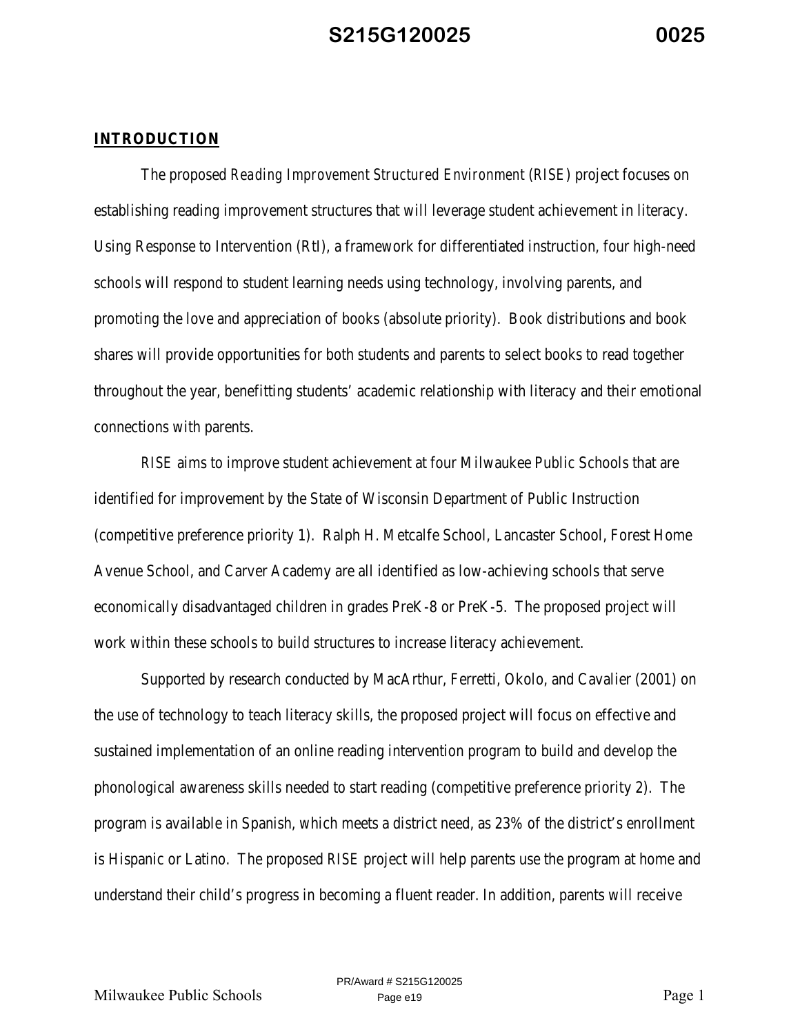## INTRODUCTION

The proposed *Reading Improvement Structured Environment* (*RISE*) project focuses on establishing reading improvement structures that will leverage student achievement in literacy. Using Response to Intervention (RtI), a framework for differentiated instruction, four high-need schools will respond to student learning needs using technology, involving parents, and promoting the love and appreciation of books (absolute priority). Book distributions and book shares will provide opportunities for both students and parents to select books to read together throughout the year, benefitting students' academic relationship with literacy and their emotional connections with parents.

*RISE* aims to improve student achievement at four Milwaukee Public Schools that are identified for improvement by the State of Wisconsin Department of Public Instruction (competitive preference priority 1). Ralph H. Metcalfe School, Lancaster School, Forest Home Avenue School, and Carver Academy are all identified as low-achieving schools that serve economically disadvantaged children in grades PreK-8 or PreK-5. The proposed project will work within these schools to build structures to increase literacy achievement.

Supported by research conducted by MacArthur, Ferretti, Okolo, and Cavalier (2001) on the use of technology to teach literacy skills, the proposed project will focus on effective and sustained implementation of an online reading intervention program to build and develop the phonological awareness skills needed to start reading (competitive preference priority 2). The program is available in Spanish, which meets a district need, as 23% of the district's enrollment is Hispanic or Latino. The proposed *RISE* project will help parents use the program at home and understand their child's progress in becoming a fluent reader. In addition, parents will receive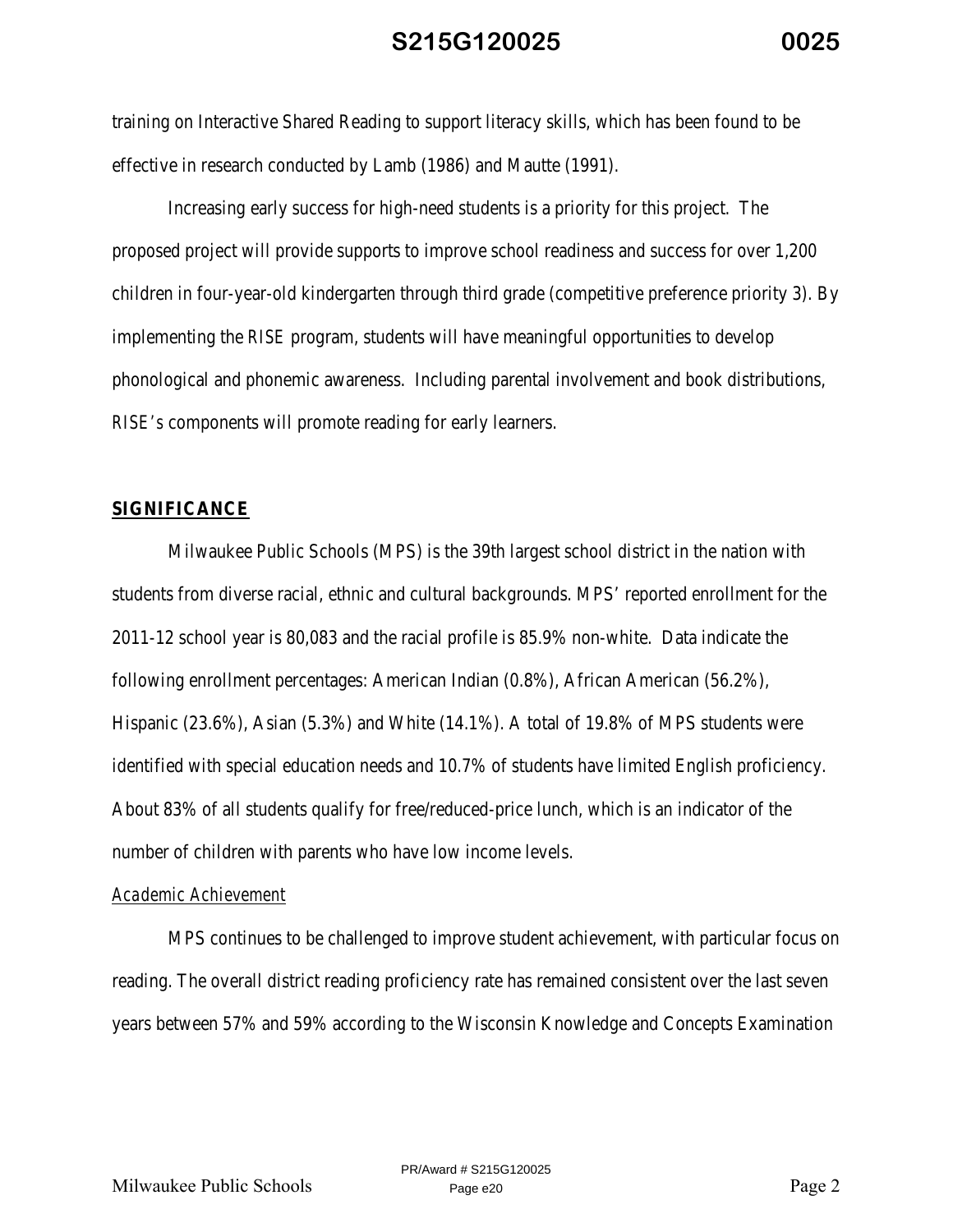training on Interactive Shared Reading to support literacy skills, which has been found to be effective in research conducted by Lamb (1986) and Mautte (1991).

Increasing early success for high-need students is a priority for this project. The proposed project will provide supports to improve school readiness and success for over 1,200 children in four-year-old kindergarten through third grade (competitive preference priority 3). By implementing the RISE program, students will have meaningful opportunities to develop phonological and phonemic awareness. Including parental involvement and book distributions, RISE's components will promote reading for early learners.

## SIGNIFICANCE

Milwaukee Public Schools (MPS) is the 39th largest school district in the nation with students from diverse racial, ethnic and cultural backgrounds. MPS' reported enrollment for the 2011-12 school year is 80,083 and the racial profile is 85.9% non-white. Data indicate the following enrollment percentages: American Indian (0.8%), African American (56.2%), Hispanic (23.6%), Asian (5.3%) and White (14.1%). A total of 19.8% of MPS students were identified with special education needs and 10.7% of students have limited English proficiency. About 83% of all students qualify for free/reduced-price lunch, which is an indicator of the number of children with parents who have low income levels.

### *Academic Achievement*

MPS continues to be challenged to improve student achievement, with particular focus on reading. The overall district reading proficiency rate has remained consistent over the last seven years between 57% and 59% according to the Wisconsin Knowledge and Concepts Examination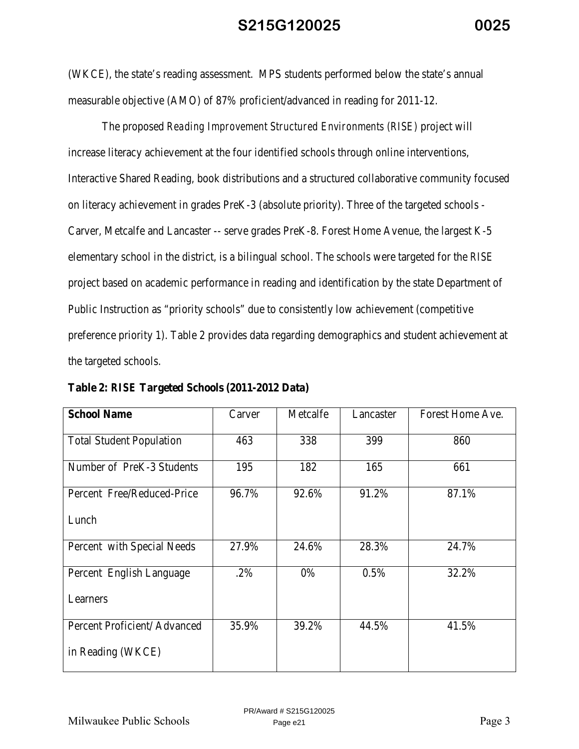(WKCE), the state's reading assessment. MPS students performed below the state's annual measurable objective (AMO) of 87% proficient/advanced in reading for 2011-12.

The proposed *Reading Improvement Structured Environments (RISE)* project will increase literacy achievement at the four identified schools through online interventions, Interactive Shared Reading, book distributions and a structured collaborative community focused on literacy achievement in grades PreK-3 (absolute priority). Three of the targeted schools - Carver, Metcalfe and Lancaster -- serve grades PreK-8. Forest Home Avenue, the largest K-5 elementary school in the district, is a bilingual school. The schools were targeted for the *RISE* project based on academic performance in reading and identification by the state Department of Public Instruction as "priority schools" due to consistently low achievement (competitive preference priority 1). Table 2 provides data regarding demographics and student achievement at the targeted schools.

**Table 2: *RISE* Targeted Schools (2011-2012 Data)**

| **School Name** | Carver | Metcalfe | Lancaster | Forest Home Ave. |
|---|---|---|---|---|
| Total Student Population | 463 | 338 | 399 | 860 |
| Number of PreK-3 Students | 195 | 182 | 165 | 661 |
| Percent Free/Reduced-Price Lunch | 96.7% | 92.6% | 91.2% | 87.1% |
| Percent with Special Needs | 27.9% | 24.6% | 28.3% | 24.7% |
| Percent English Language Learners | .2% | 0% | 0.5% | 32.2% |
| Percent Proficient/ Advanced in Reading (WKCE) | 35.9% | 39.2% | 44.5% | 41.5% |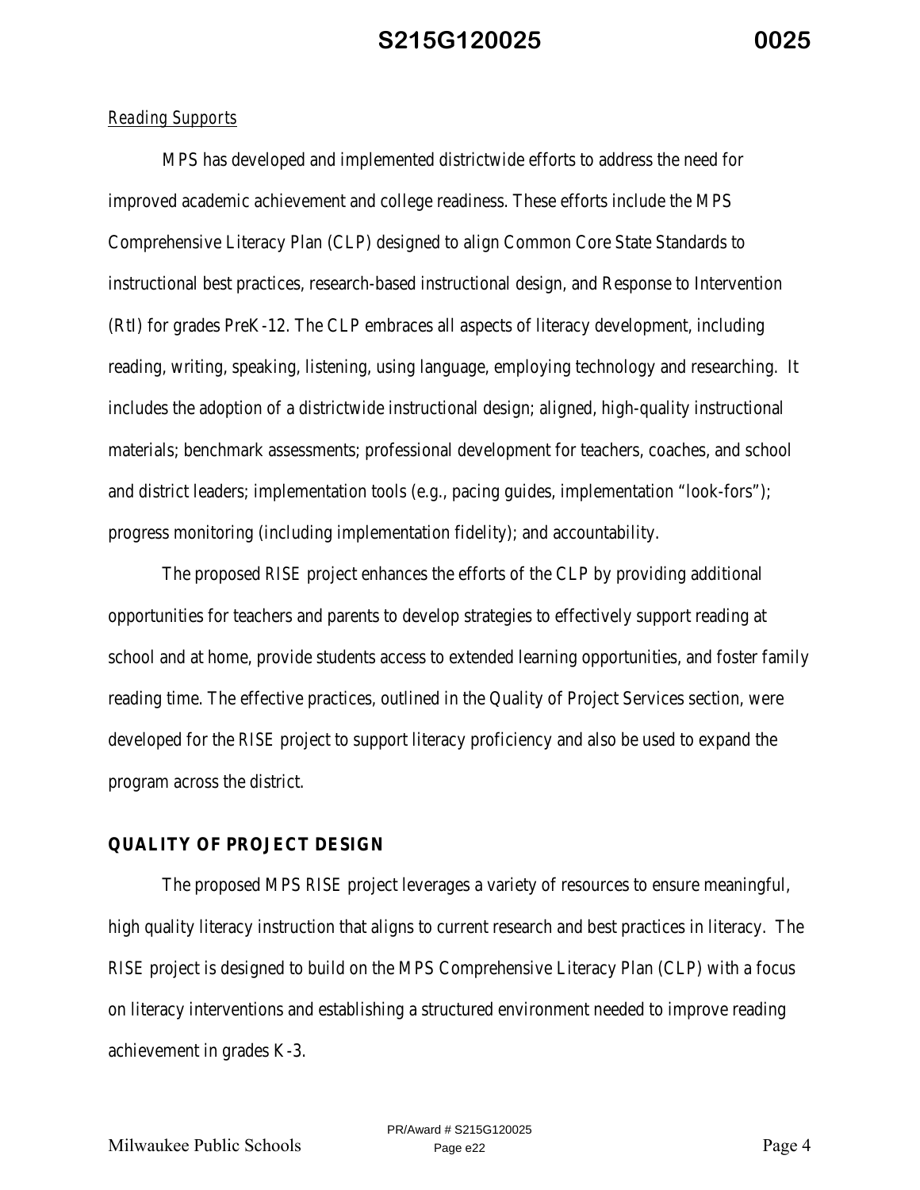*Reading Supports*

MPS has developed and implemented districtwide efforts to address the need for improved academic achievement and college readiness. These efforts include the MPS Comprehensive Literacy Plan (CLP) designed to align Common Core State Standards to instructional best practices, research-based instructional design, and Response to Intervention (RtI) for grades PreK-12. The CLP embraces all aspects of literacy development, including reading, writing, speaking, listening, using language, employing technology and researching. It includes the adoption of a districtwide instructional design; aligned, high-quality instructional materials; benchmark assessments; professional development for teachers, coaches, and school and district leaders; implementation tools (e.g., pacing guides, implementation "look-fors"); progress monitoring (including implementation fidelity); and accountability.

The proposed RISE project enhances the efforts of the CLP by providing additional opportunities for teachers and parents to develop strategies to effectively support reading at school and at home, provide students access to extended learning opportunities, and foster family reading time. The effective practices, outlined in the Quality of Project Services section, were developed for the RISE project to support literacy proficiency and also be used to expand the program across the district.

## QUALITY OF PROJECT DESIGN

The proposed MPS RISE project leverages a variety of resources to ensure meaningful, high quality literacy instruction that aligns to current research and best practices in literacy. The RISE project is designed to build on the MPS Comprehensive Literacy Plan (CLP) with a focus on literacy interventions and establishing a structured environment needed to improve reading achievement in grades K-3.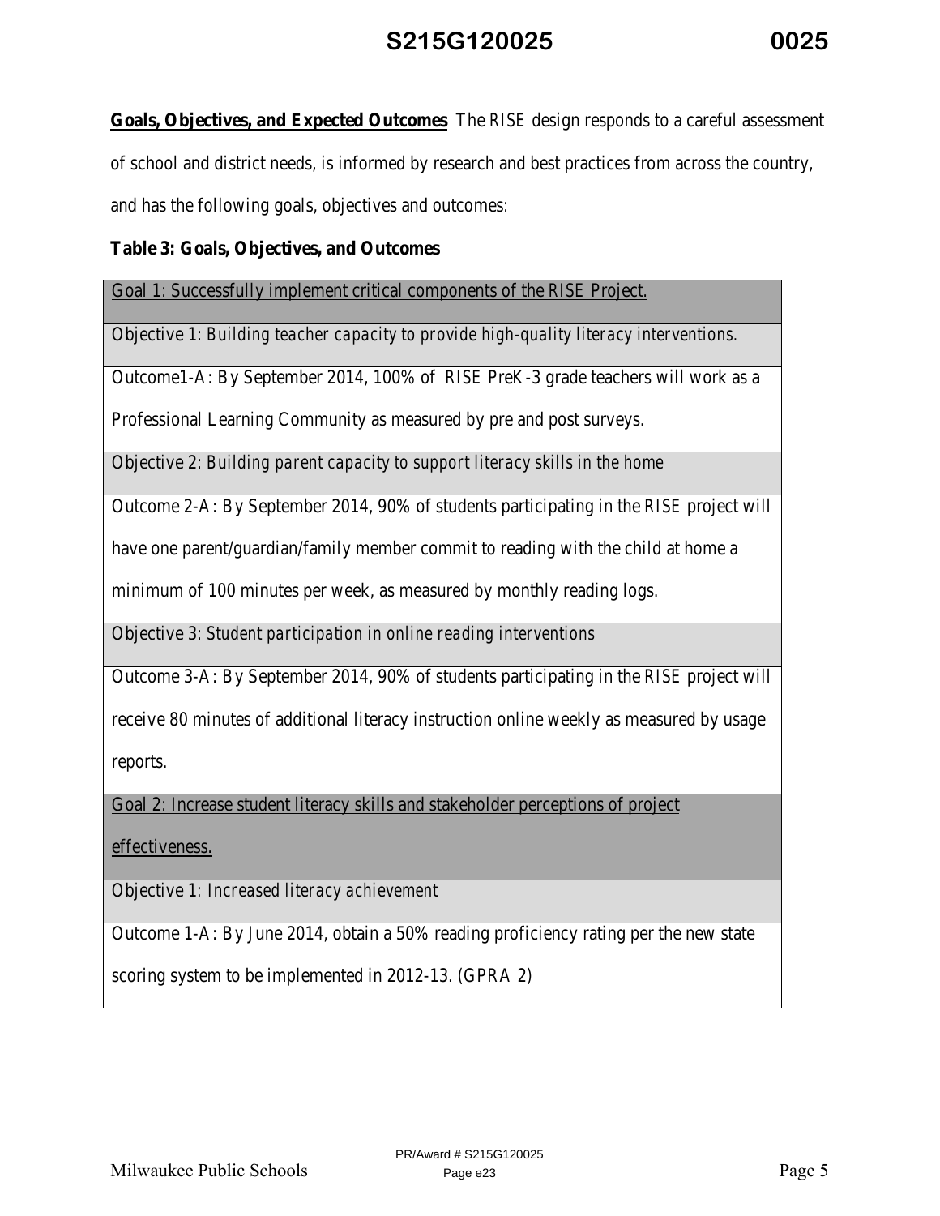**Goals, Objectives, and Expected Outcomes** The *RISE* design responds to a careful assessment of school and district needs, is informed by research and best practices from across the country, and has the following goals, objectives and outcomes:

**Table 3: Goals, Objectives, and Outcomes**

| Goal 1: Successfully implement critical components of the RISE Project. |
|---|
| *Objective 1: Building teacher capacity to provide high-quality literacy interventions.* |
| Outcome1-A: By September 2014, 100% of *RISE* PreK-3 grade teachers will work as a Professional Learning Community as measured by pre and post surveys. |
| *Objective 2: Building parent capacity to support literacy skills in the home* |
| Outcome 2-A: By September 2014, 90% of students participating in the *RISE* project will have one parent/guardian/family member commit to reading with the child at home a minimum of 100 minutes per week, as measured by monthly reading logs. |
| *Objective 3: Student participation in online reading interventions* |
| Outcome 3-A: By September 2014, 90% of students participating in the *RISE* project will receive 80 minutes of additional literacy instruction online weekly as measured by usage reports. |
| Goal 2: Increase student literacy skills and stakeholder perceptions of project effectiveness. |
| *Objective 1: Increased literacy achievement* |
| Outcome 1-A: By June 2014, obtain a 50% reading proficiency rating per the new state scoring system to be implemented in 2012-13. (GPRA 2) |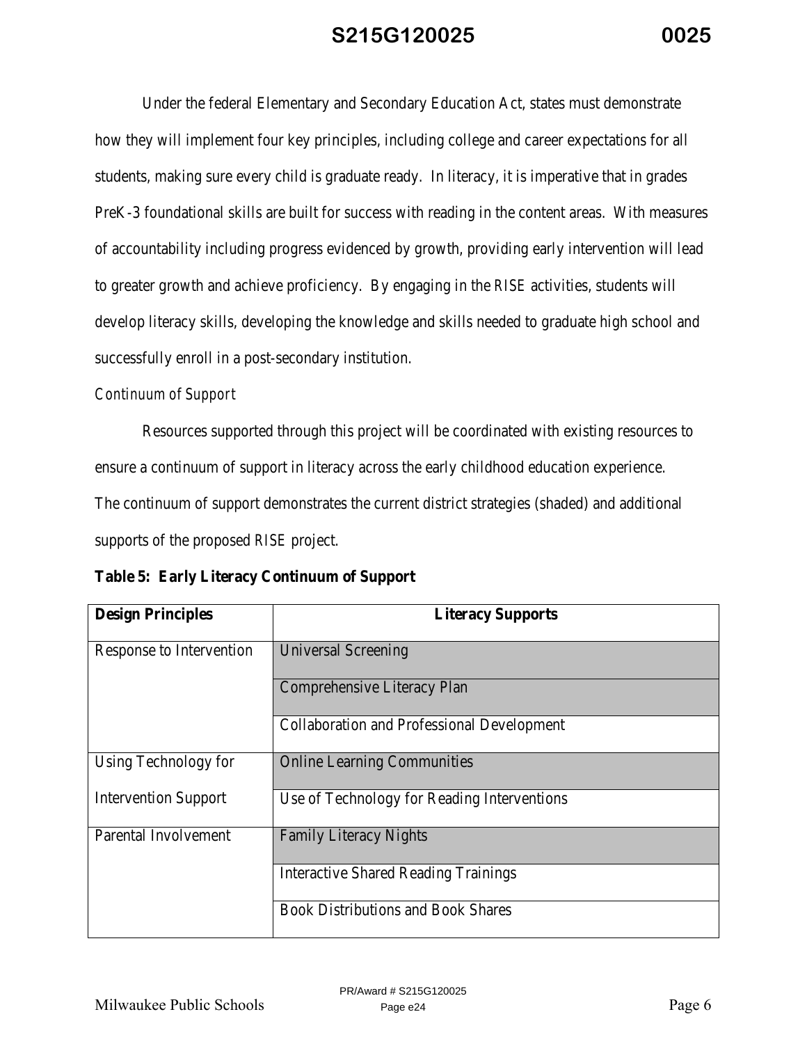Under the federal Elementary and Secondary Education Act, states must demonstrate how they will implement four key principles, including college and career expectations for all students, making sure every child is graduate ready. In literacy, it is imperative that in grades PreK-3 foundational skills are built for success with reading in the content areas. With measures of accountability including progress evidenced by growth, providing early intervention will lead to greater growth and achieve proficiency. By engaging in the RISE activities, students will develop literacy skills, developing the knowledge and skills needed to graduate high school and successfully enroll in a post-secondary institution.

*Continuum of Support*

Resources supported through this project will be coordinated with existing resources to ensure a continuum of support in literacy across the early childhood education experience. The continuum of support demonstrates the current district strategies (shaded) and additional supports of the proposed RISE project.

**Table 5: Early Literacy Continuum of Support**

| **Design Principles** | **Literacy Supports** |
|---|---|
| Response to Intervention | Universal Screening |
| | Comprehensive Literacy Plan |
| | Collaboration and Professional Development |
| Using Technology for Intervention Support | Online Learning Communities |
| | Use of Technology for Reading Interventions |
| Parental Involvement | Family Literacy Nights |
| | Interactive Shared Reading Trainings |
| | Book Distributions and Book Shares |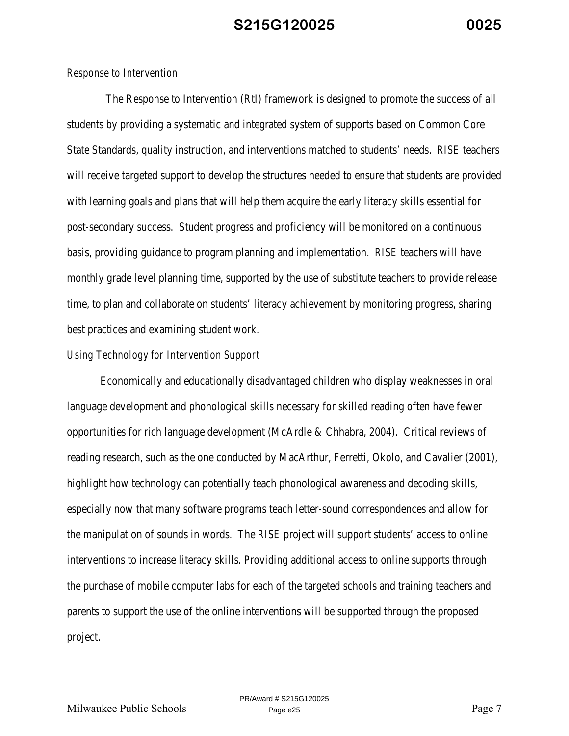*Response to Intervention*

The Response to Intervention (RtI) framework is designed to promote the success of all students by providing a systematic and integrated system of supports based on Common Core State Standards, quality instruction, and interventions matched to students' needs. *RISE* teachers will receive targeted support to develop the structures needed to ensure that students are provided with learning goals and plans that will help them acquire the early literacy skills essential for post-secondary success. Student progress and proficiency will be monitored on a continuous basis, providing guidance to program planning and implementation. *RISE* teachers will have monthly grade level planning time, supported by the use of substitute teachers to provide release time, to plan and collaborate on students' literacy achievement by monitoring progress, sharing best practices and examining student work.

*Using Technology for Intervention Support*

Economically and educationally disadvantaged children who display weaknesses in oral language development and phonological skills necessary for skilled reading often have fewer opportunities for rich language development (McArdle & Chhabra, 2004). Critical reviews of reading research, such as the one conducted by MacArthur, Ferretti, Okolo, and Cavalier (2001), highlight how technology can potentially teach phonological awareness and decoding skills, especially now that many software programs teach letter-sound correspondences and allow for the manipulation of sounds in words. The *RISE* project will support students' access to online interventions to increase literacy skills. Providing additional access to online supports through the purchase of mobile computer labs for each of the targeted schools and training teachers and parents to support the use of the online interventions will be supported through the proposed project.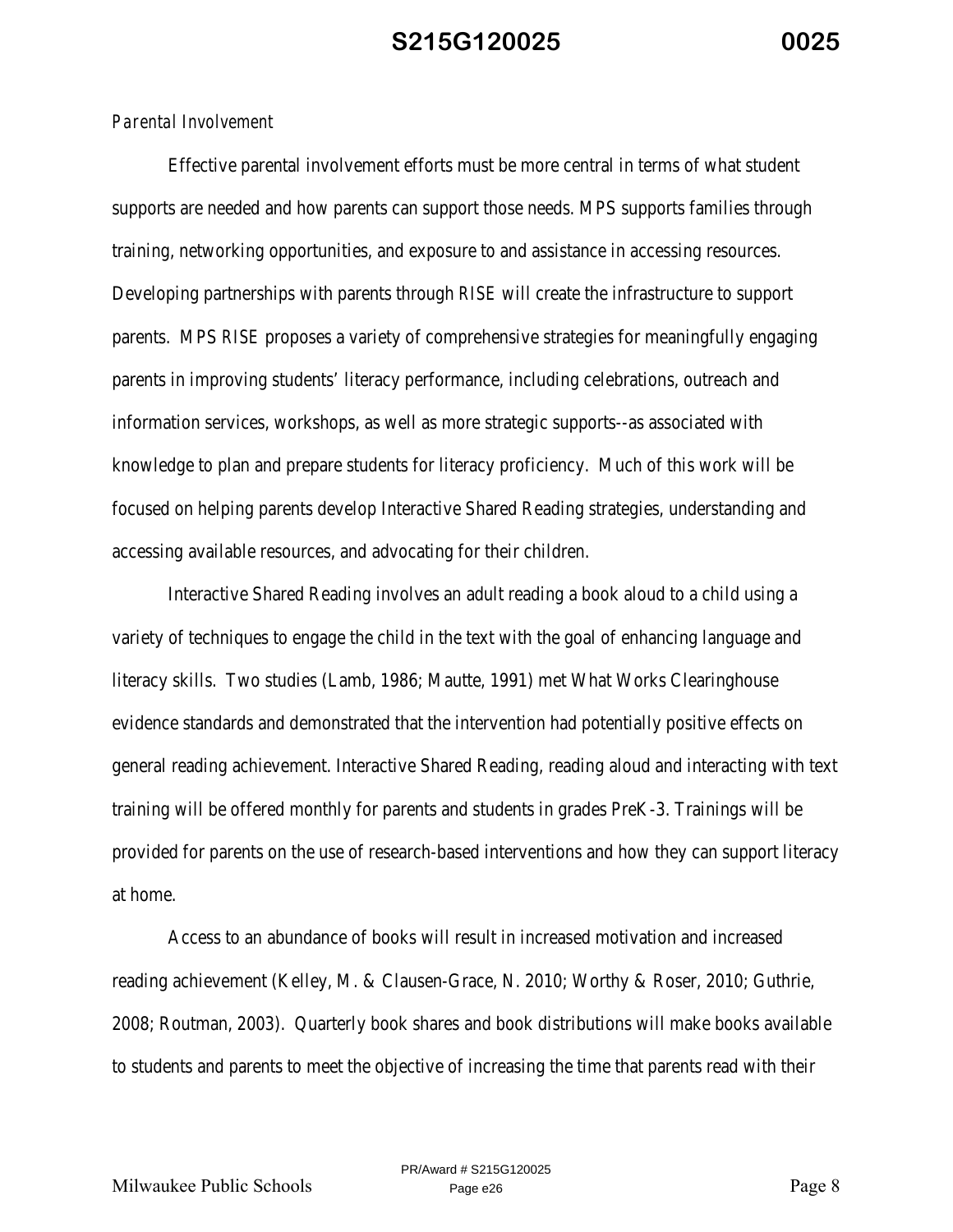*Parental Involvement*

Effective parental involvement efforts must be more central in terms of what student supports are needed and how parents can support those needs. MPS supports families through training, networking opportunities, and exposure to and assistance in accessing resources. Developing partnerships with parents through *RISE* will create the infrastructure to support parents. *MPS RISE* proposes a variety of comprehensive strategies for meaningfully engaging parents in improving students' literacy performance, including celebrations, outreach and information services, workshops, as well as more strategic supports--as associated with knowledge to plan and prepare students for literacy proficiency. Much of this work will be focused on helping parents develop Interactive Shared Reading strategies, understanding and accessing available resources, and advocating for their children.

Interactive Shared Reading involves an adult reading a book aloud to a child using a variety of techniques to engage the child in the text with the goal of enhancing language and literacy skills. Two studies (Lamb, 1986; Mautte, 1991) met What Works Clearinghouse evidence standards and demonstrated that the intervention had potentially positive effects on general reading achievement. Interactive Shared Reading, reading aloud and interacting with text training will be offered monthly for parents and students in grades PreK-3. Trainings will be provided for parents on the use of research-based interventions and how they can support literacy at home.

Access to an abundance of books will result in increased motivation and increased reading achievement (Kelley, M. & Clausen-Grace, N. 2010; Worthy & Roser, 2010; Guthrie, 2008; Routman, 2003). Quarterly book shares and book distributions will make books available to students and parents to meet the objective of increasing the time that parents read with their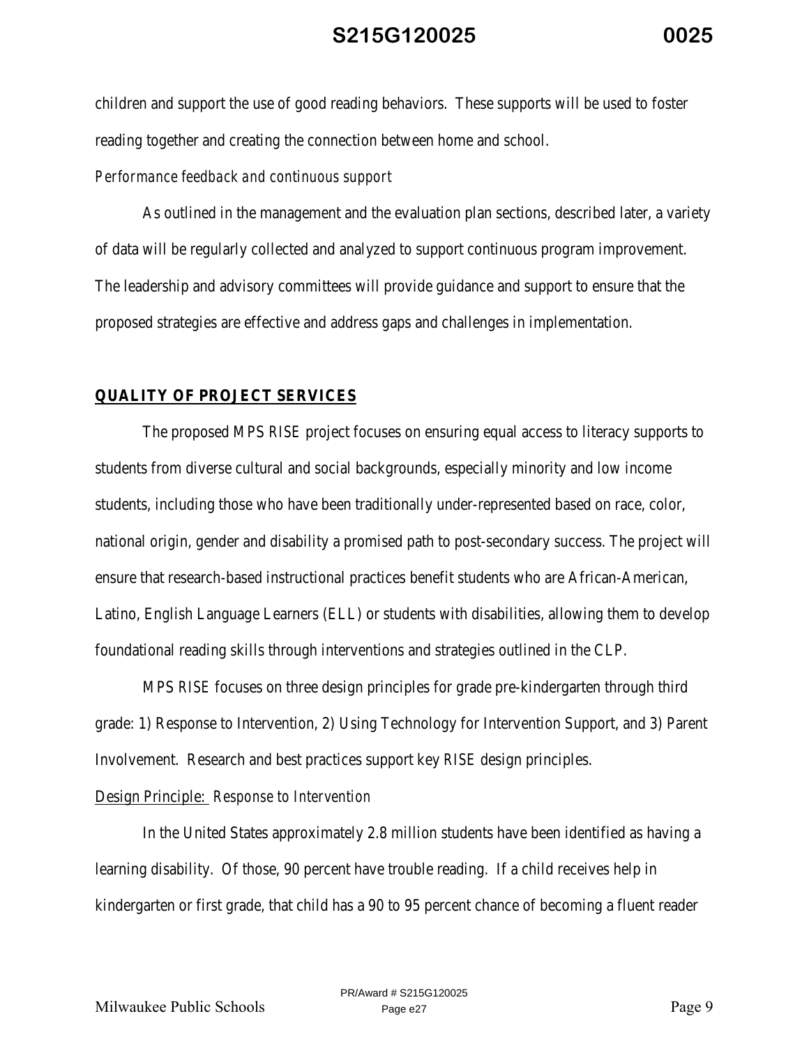children and support the use of good reading behaviors. These supports will be used to foster reading together and creating the connection between home and school.

*Performance feedback and continuous support*

As outlined in the management and the evaluation plan sections, described later, a variety of data will be regularly collected and analyzed to support continuous program improvement. The leadership and advisory committees will provide guidance and support to ensure that the proposed strategies are effective and address gaps and challenges in implementation.

## QUALITY OF PROJECT SERVICES

The proposed *MPS RISE* project focuses on ensuring equal access to literacy supports to students from diverse cultural and social backgrounds, especially minority and low income students, including those who have been traditionally under-represented based on race, color, national origin, gender and disability a promised path to post-secondary success. The project will ensure that research-based instructional practices benefit students who are African-American, Latino, English Language Learners (ELL) or students with disabilities, allowing them to develop foundational reading skills through interventions and strategies outlined in the CLP.

*MPS RISE* focuses on three design principles for grade pre-kindergarten through third grade: 1) Response to Intervention, 2) Using Technology for Intervention Support, and 3) Parent Involvement. Research and best practices support key *RISE* design principles.

Design Principle: *Response to Intervention*

In the United States approximately 2.8 million students have been identified as having a learning disability. Of those, 90 percent have trouble reading. If a child receives help in kindergarten or first grade, that child has a 90 to 95 percent chance of becoming a fluent reader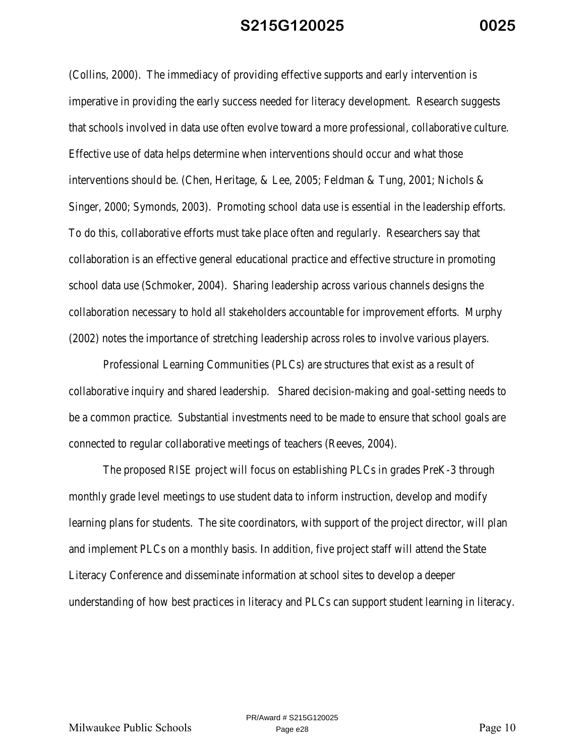(Collins, 2000). The immediacy of providing effective supports and early intervention is imperative in providing the early success needed for literacy development. Research suggests that schools involved in data use often evolve toward a more professional, collaborative culture. Effective use of data helps determine when interventions should occur and what those interventions should be. (Chen, Heritage, & Lee, 2005; Feldman & Tung, 2001; Nichols & Singer, 2000; Symonds, 2003). Promoting school data use is essential in the leadership efforts. To do this, collaborative efforts must take place often and regularly. Researchers say that collaboration is an effective general educational practice and effective structure in promoting school data use (Schmoker, 2004). Sharing leadership across various channels designs the collaboration necessary to hold all stakeholders accountable for improvement efforts. Murphy (2002) notes the importance of stretching leadership across roles to involve various players.

Professional Learning Communities (PLCs) are structures that exist as a result of collaborative inquiry and shared leadership. Shared decision-making and goal-setting needs to be a common practice. Substantial investments need to be made to ensure that school goals are connected to regular collaborative meetings of teachers (Reeves, 2004).

The proposed RISE project will focus on establishing PLCs in grades PreK-3 through monthly grade level meetings to use student data to inform instruction, develop and modify learning plans for students. The site coordinators, with support of the project director, will plan and implement PLCs on a monthly basis. In addition, five project staff will attend the State Literacy Conference and disseminate information at school sites to develop a deeper understanding of how best practices in literacy and PLCs can support student learning in literacy.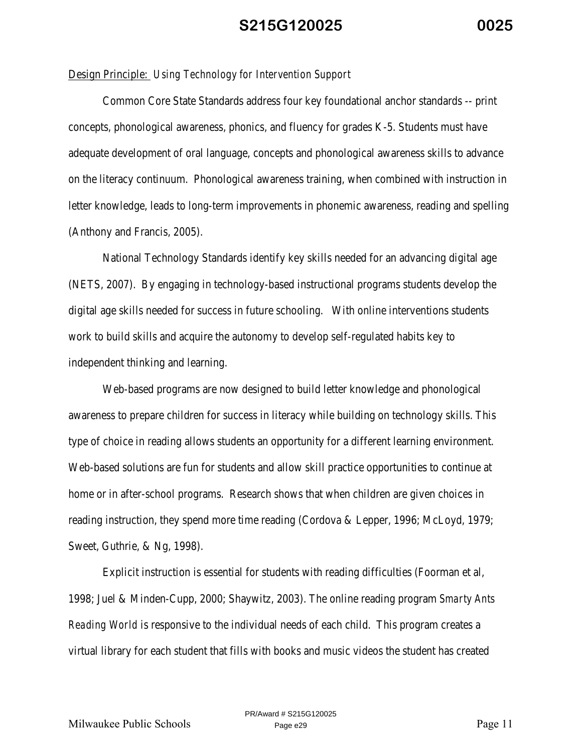Design Principle: *Using Technology for Intervention Support*

Common Core State Standards address four key foundational anchor standards -- print concepts, phonological awareness, phonics, and fluency for grades K-5. Students must have adequate development of oral language, concepts and phonological awareness skills to advance on the literacy continuum. Phonological awareness training, when combined with instruction in letter knowledge, leads to long-term improvements in phonemic awareness, reading and spelling (Anthony and Francis, 2005).

National Technology Standards identify key skills needed for an advancing digital age (NETS, 2007). By engaging in technology-based instructional programs students develop the digital age skills needed for success in future schooling. With online interventions students work to build skills and acquire the autonomy to develop self-regulated habits key to independent thinking and learning.

Web-based programs are now designed to build letter knowledge and phonological awareness to prepare children for success in literacy while building on technology skills. This type of choice in reading allows students an opportunity for a different learning environment. Web-based solutions are fun for students and allow skill practice opportunities to continue at home or in after-school programs. Research shows that when children are given choices in reading instruction, they spend more time reading (Cordova & Lepper, 1996; McLoyd, 1979; Sweet, Guthrie, & Ng, 1998).

Explicit instruction is essential for students with reading difficulties (Foorman et al, 1998; Juel & Minden-Cupp, 2000; Shaywitz, 2003). The online reading program *Smarty Ants Reading World* is responsive to the individual needs of each child. This program creates a virtual library for each student that fills with books and music videos the student has created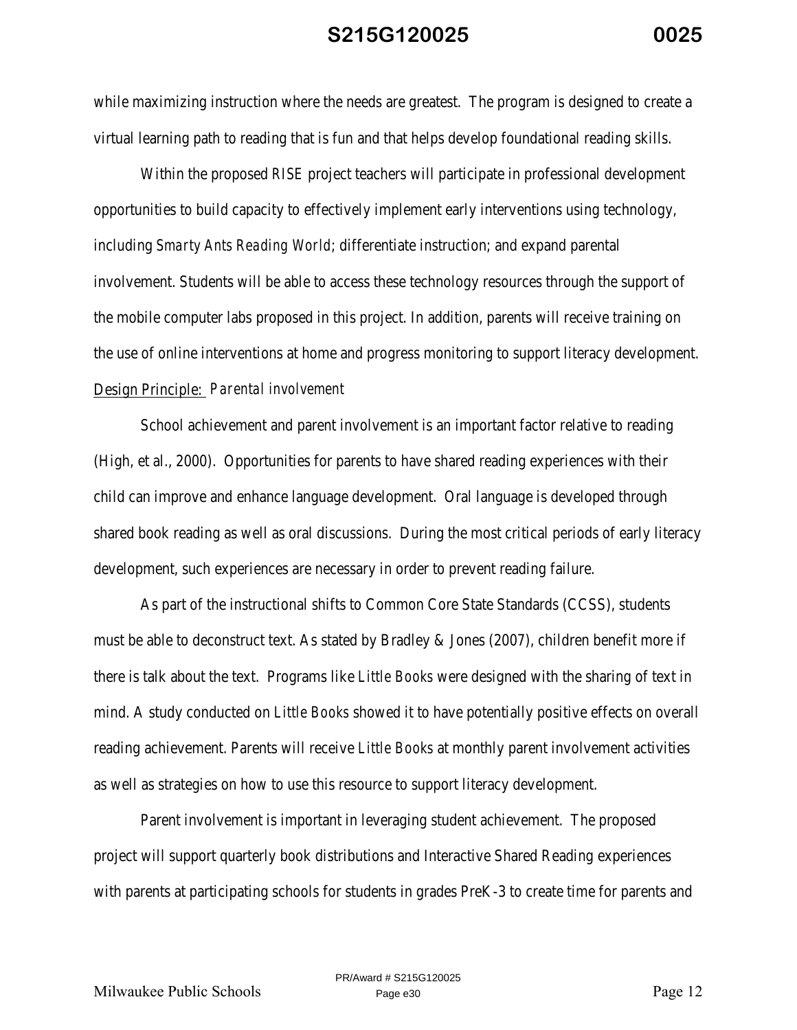while maximizing instruction where the needs are greatest. The program is designed to create a virtual learning path to reading that is fun and that helps develop foundational reading skills.

Within the proposed *RISE* project teachers will participate in professional development opportunities to build capacity to effectively implement early interventions using technology, including *Smarty Ants Reading World*; differentiate instruction; and expand parental involvement. Students will be able to access these technology resources through the support of the mobile computer labs proposed in this project. In addition, parents will receive training on the use of online interventions at home and progress monitoring to support literacy development.

<u>Design Principle:</u> *Parental involvement*

School achievement and parent involvement is an important factor relative to reading (High, et al., 2000). Opportunities for parents to have shared reading experiences with their child can improve and enhance language development. Oral language is developed through shared book reading as well as oral discussions. During the most critical periods of early literacy development, such experiences are necessary in order to prevent reading failure.

As part of the instructional shifts to Common Core State Standards (CCSS), students must be able to deconstruct text. As stated by Bradley & Jones (2007), children benefit more if there is talk about the text. Programs like *Little Books* were designed with the sharing of text in mind. A study conducted on *Little Books* showed it to have potentially positive effects on overall reading achievement. Parents will receive *Little Books* at monthly parent involvement activities as well as strategies on how to use this resource to support literacy development.

Parent involvement is important in leveraging student achievement. The proposed project will support quarterly book distributions and Interactive Shared Reading experiences with parents at participating schools for students in grades PreK-3 to create time for parents and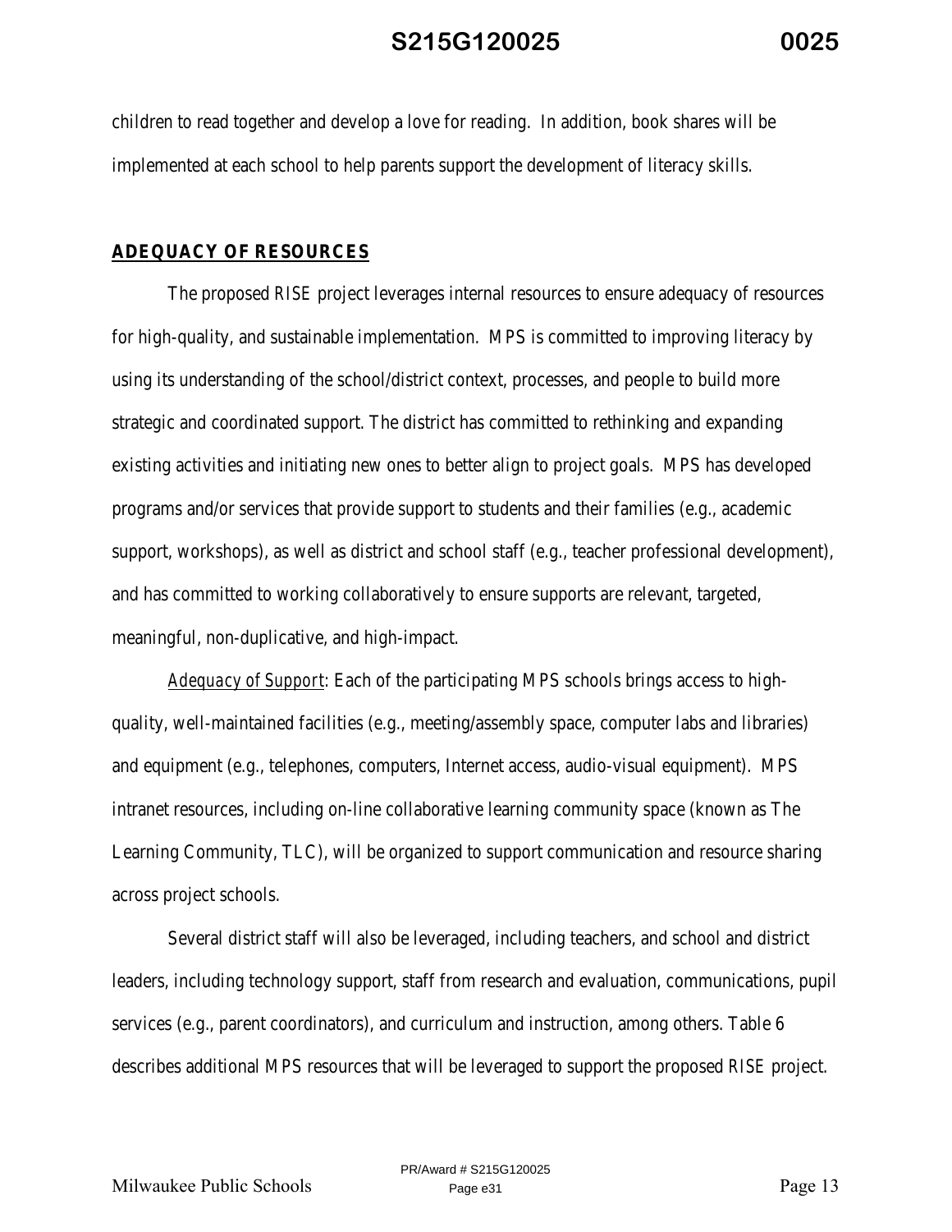children to read together and develop a love for reading. In addition, book shares will be implemented at each school to help parents support the development of literacy skills.

## ADEQUACY OF RESOURCES

The proposed *RISE* project leverages internal resources to ensure adequacy of resources for high-quality, and sustainable implementation. MPS is committed to improving literacy by using its understanding of the school/district context, processes, and people to build more strategic and coordinated support. The district has committed to rethinking and expanding existing activities and initiating new ones to better align to project goals. MPS has developed programs and/or services that provide support to students and their families (e.g., academic support, workshops), as well as district and school staff (e.g., teacher professional development), and has committed to working collaboratively to ensure supports are relevant, targeted, meaningful, non-duplicative, and high-impact.

*Adequacy of Support*: Each of the participating MPS schools brings access to high-quality, well-maintained facilities (e.g., meeting/assembly space, computer labs and libraries) and equipment (e.g., telephones, computers, Internet access, audio-visual equipment). MPS intranet resources, including on-line collaborative learning community space (known as The Learning Community, TLC), will be organized to support communication and resource sharing across project schools.

Several district staff will also be leveraged, including teachers, and school and district leaders, including technology support, staff from research and evaluation, communications, pupil services (e.g., parent coordinators), and curriculum and instruction, among others. Table 6 describes additional MPS resources that will be leveraged to support the proposed *RISE* project.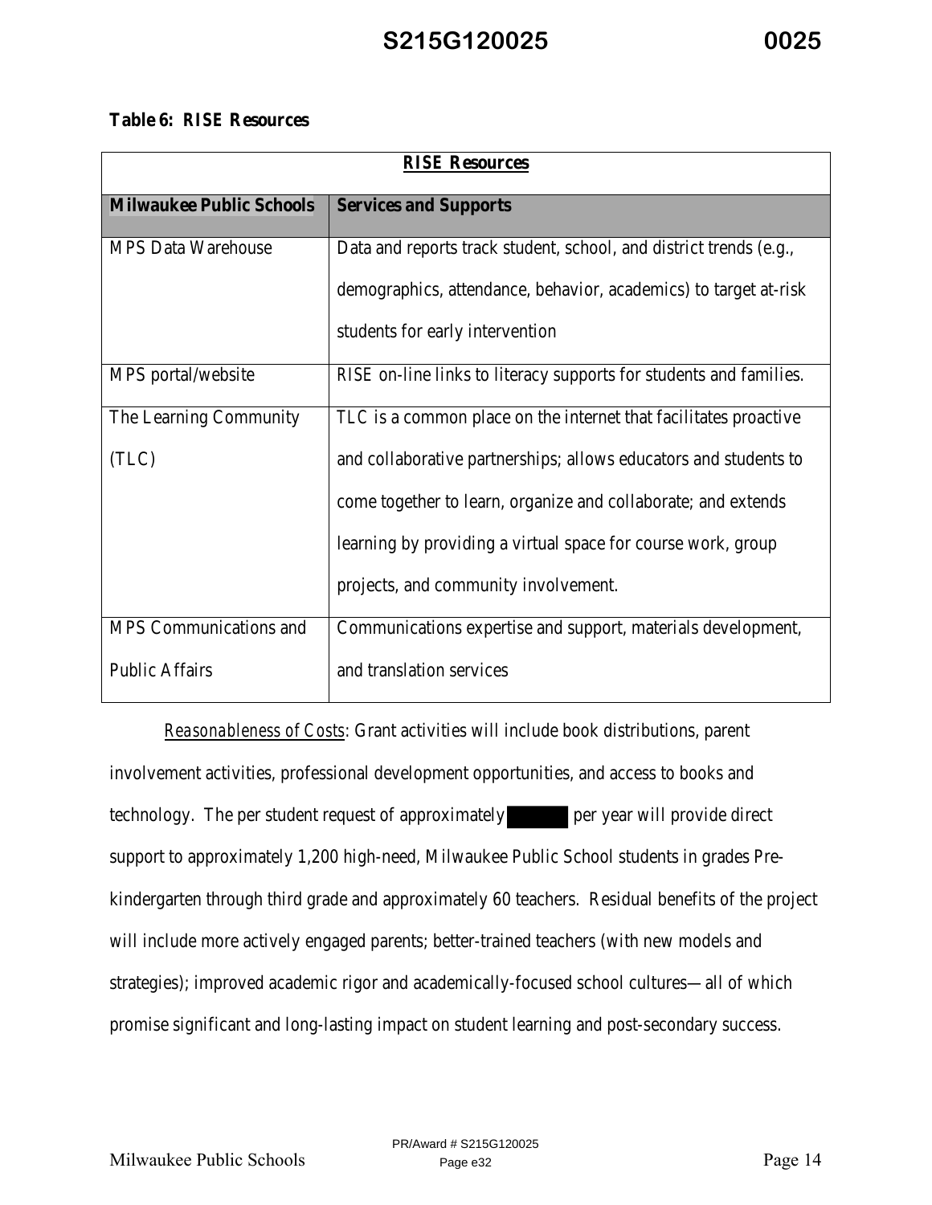**Table 6: RISE Resources**

| RISE Resources | |
|---|---|
| **Milwaukee Public Schools** | **Services and Supports** |
| MPS Data Warehouse | Data and reports track student, school, and district trends (e.g., demographics, attendance, behavior, academics) to target at-risk students for early intervention |
| MPS portal/website | RISE on-line links to literacy supports for students and families. |
| The Learning Community (TLC) | TLC is a common place on the internet that facilitates proactive and collaborative partnerships; allows educators and students to come together to learn, organize and collaborate; and extends learning by providing a virtual space for course work, group projects, and community involvement. |
| MPS Communications and Public Affairs | Communications expertise and support, materials development, and translation services |

*Reasonableness of Costs*: Grant activities will include book distributions, parent involvement activities, professional development opportunities, and access to books and technology. The per student request of approximately [redacted] per year will provide direct support to approximately 1,200 high-need, Milwaukee Public School students in grades Pre-kindergarten through third grade and approximately 60 teachers. Residual benefits of the project will include more actively engaged parents; better-trained teachers (with new models and strategies); improved academic rigor and academically-focused school cultures—all of which promise significant and long-lasting impact on student learning and post-secondary success.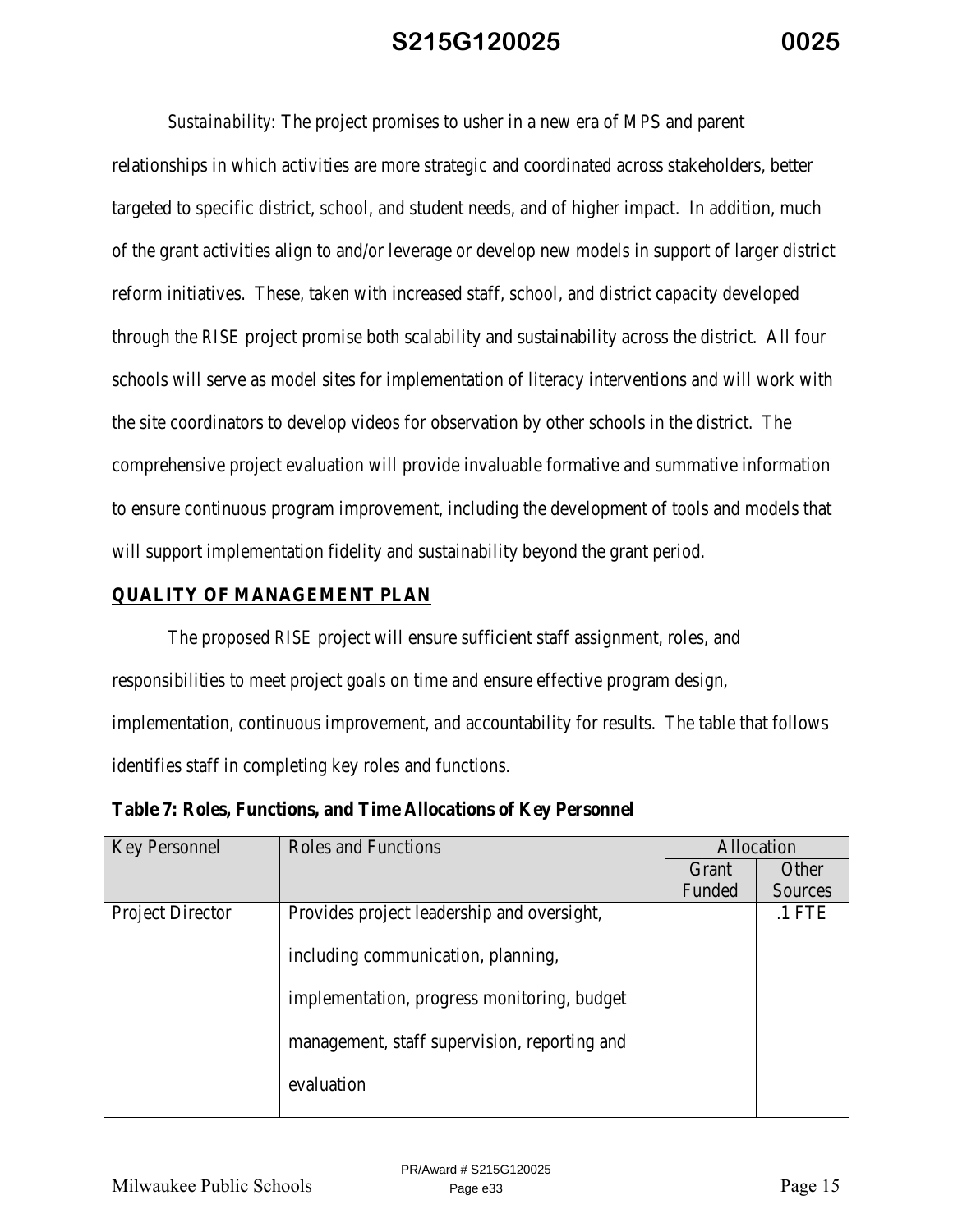*Sustainability:* The project promises to usher in a new era of MPS and parent relationships in which activities are more strategic and coordinated across stakeholders, better targeted to specific district, school, and student needs, and of higher impact. In addition, much of the grant activities align to and/or leverage or develop new models in support of larger district reform initiatives. These, taken with increased staff, school, and district capacity developed through the *RISE* project promise both scalability and sustainability across the district. All four schools will serve as model sites for implementation of literacy interventions and will work with the site coordinators to develop videos for observation by other schools in the district. The comprehensive project evaluation will provide invaluable formative and summative information to ensure continuous program improvement, including the development of tools and models that will support implementation fidelity and sustainability beyond the grant period.

## QUALITY OF MANAGEMENT PLAN

The proposed *RISE* project will ensure sufficient staff assignment, roles, and responsibilities to meet project goals on time and ensure effective program design, implementation, continuous improvement, and accountability for results. The table that follows identifies staff in completing key roles and functions.

**Table 7: Roles, Functions, and Time Allocations of Key Personnel**

| Key Personnel | Roles and Functions | Allocation | |
|---|---|---|---|
| | | Grant Funded | Other Sources |
| Project Director | Provides project leadership and oversight, including communication, planning, implementation, progress monitoring, budget management, staff supervision, reporting and evaluation | | .1 FTE |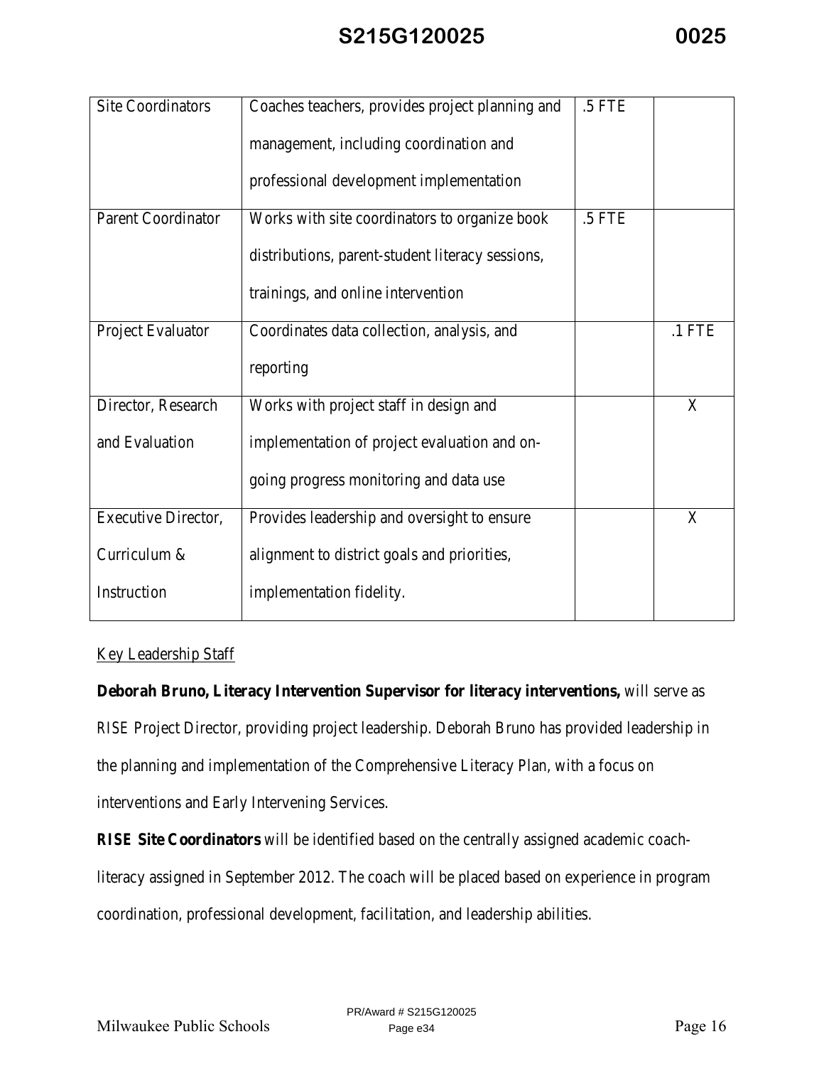| Site Coordinators | Coaches teachers, provides project planning and management, including coordination and professional development implementation | .5 FTE | |
|---|---|---|---|
| Parent Coordinator | Works with site coordinators to organize book distributions, parent-student literacy sessions, trainings, and online intervention | .5 FTE | |
| Project Evaluator | Coordinates data collection, analysis, and reporting | | .1 FTE |
| Director, Research and Evaluation | Works with project staff in design and implementation of project evaluation and on-going progress monitoring and data use | | X |
| Executive Director, Curriculum & Instruction | Provides leadership and oversight to ensure alignment to district goals and priorities, implementation fidelity. | | X |

Key Leadership Staff

**Deborah Bruno, Literacy Intervention Supervisor for literacy interventions,** will serve as RISE Project Director, providing project leadership. Deborah Bruno has provided leadership in the planning and implementation of the Comprehensive Literacy Plan, with a focus on interventions and Early Intervening Services.

**RISE Site Coordinators** will be identified based on the centrally assigned academic coach-literacy assigned in September 2012. The coach will be placed based on experience in program coordination, professional development, facilitation, and leadership abilities.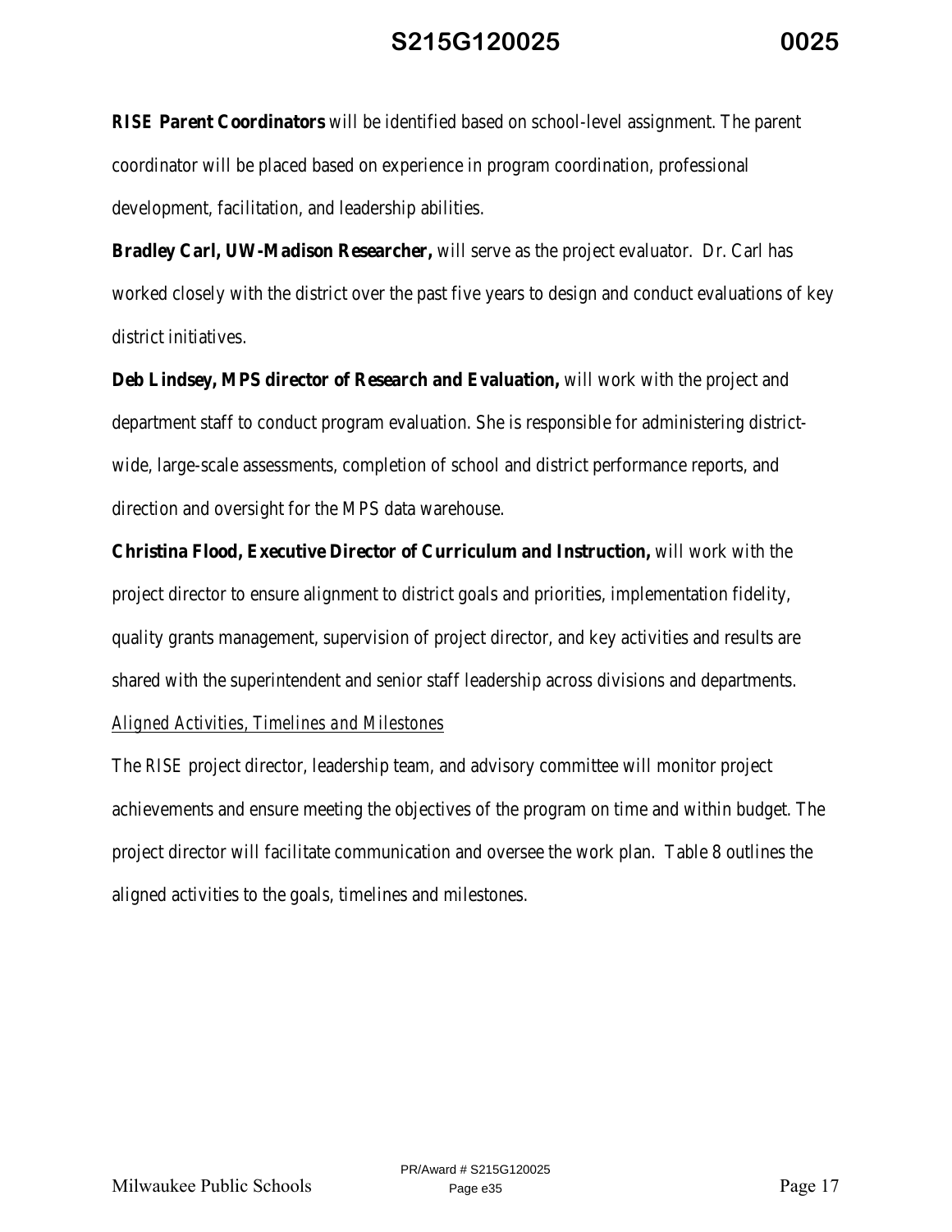***RISE* Parent Coordinators** will be identified based on school-level assignment. The parent coordinator will be placed based on experience in program coordination, professional development, facilitation, and leadership abilities.

**Bradley Carl, UW-Madison Researcher,** will serve as the project evaluator. Dr. Carl has worked closely with the district over the past five years to design and conduct evaluations of key district initiatives.

**Deb Lindsey, MPS director of Research and Evaluation,** will work with the project and department staff to conduct program evaluation. She is responsible for administering district-wide, large-scale assessments, completion of school and district performance reports, and direction and oversight for the MPS data warehouse.

**Christina Flood, Executive Director of Curriculum and Instruction,** will work with the project director to ensure alignment to district goals and priorities, implementation fidelity, quality grants management, supervision of project director, and key activities and results are shared with the superintendent and senior staff leadership across divisions and departments.

*Aligned Activities, Timelines and Milestones*

The *RISE* project director, leadership team, and advisory committee will monitor project achievements and ensure meeting the objectives of the program on time and within budget. The project director will facilitate communication and oversee the work plan. Table 8 outlines the aligned activities to the goals, timelines and milestones.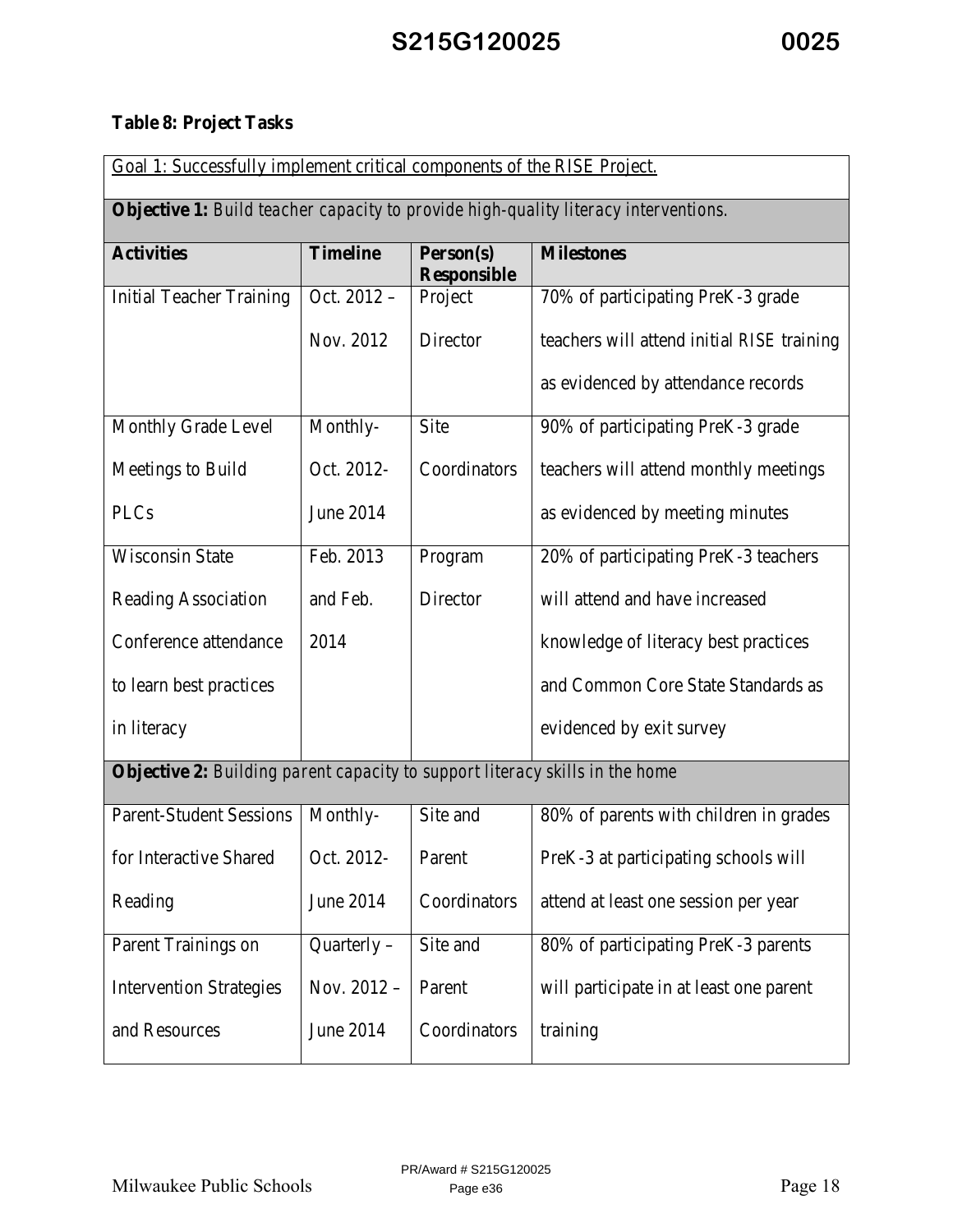**Table 8: Project Tasks**

| Goal 1: Successfully implement critical components of the RISE Project. | | | |
|---|---|---|---|
| **Objective 1:** *Build teacher capacity to provide high-quality literacy interventions.* | | | |
| **Activities** | **Timeline** | **Person(s) Responsible** | **Milestones** |
| Initial Teacher Training | Oct. 2012 – Nov. 2012 | Project Director | 70% of participating PreK-3 grade teachers will attend initial RISE training as evidenced by attendance records |
| Monthly Grade Level Meetings to Build PLCs | Monthly- Oct. 2012- June 2014 | Site Coordinators | 90% of participating PreK-3 grade teachers will attend monthly meetings as evidenced by meeting minutes |
| Wisconsin State Reading Association Conference attendance to learn best practices in literacy | Feb. 2013 and Feb. 2014 | Program Director | 20% of participating PreK-3 teachers will attend and have increased knowledge of literacy best practices and Common Core State Standards as evidenced by exit survey |
| **Objective 2:** *Building parent capacity to support literacy skills in the home* | | | |
| Parent-Student Sessions for Interactive Shared Reading | Monthly- Oct. 2012- June 2014 | Site and Parent Coordinators | 80% of parents with children in grades PreK-3 at participating schools will attend at least one session per year |
| Parent Trainings on Intervention Strategies and Resources | Quarterly – Nov. 2012 – June 2014 | Site and Parent Coordinators | 80% of participating PreK-3 parents will participate in at least one parent training |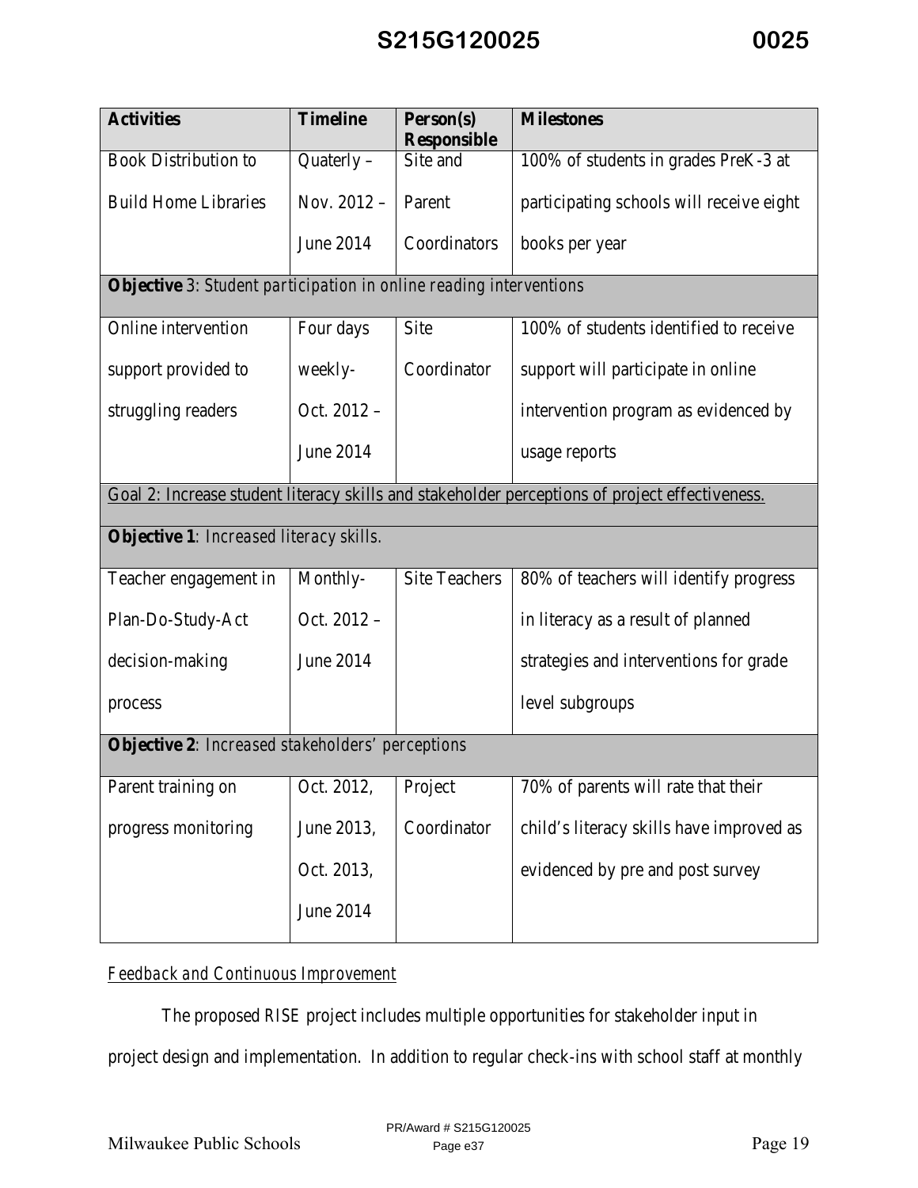| **Activities** | **Timeline** | **Person(s) Responsible** | **Milestones** |
|---|---|---|---|
| Book Distribution to Build Home Libraries | Quaterly – Nov. 2012 – June 2014 | Site and Parent Coordinators | 100% of students in grades PreK-3 at participating schools will receive eight books per year |
| **Objective** 3: *Student participation in online reading interventions* | | | |
| Online intervention support provided to struggling readers | Four days weekly- Oct. 2012 – June 2014 | Site Coordinator | 100% of students identified to receive support will participate in online intervention program as evidenced by usage reports |
| Goal 2: Increase student literacy skills and stakeholder perceptions of project effectiveness. | | | |
| **Objective 1**: *Increased literacy skills.* | | | |
| Teacher engagement in Plan-Do-Study-Act decision-making process | Monthly- Oct. 2012 – June 2014 | Site Teachers | 80% of teachers will identify progress in literacy as a result of planned strategies and interventions for grade level subgroups |
| **Objective 2**: *Increased stakeholders' perceptions* | | | |
| Parent training on progress monitoring | Oct. 2012, June 2013, Oct. 2013, June 2014 | Project Coordinator | 70% of parents will rate that their child's literacy skills have improved as evidenced by pre and post survey |

*Feedback and Continuous Improvement*

The proposed *RISE* project includes multiple opportunities for stakeholder input in project design and implementation. In addition to regular check-ins with school staff at monthly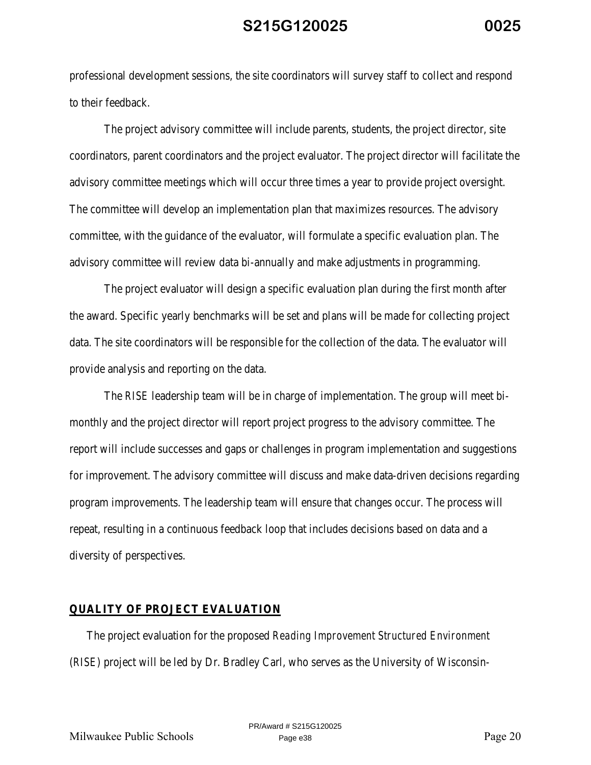professional development sessions, the site coordinators will survey staff to collect and respond to their feedback.

The project advisory committee will include parents, students, the project director, site coordinators, parent coordinators and the project evaluator. The project director will facilitate the advisory committee meetings which will occur three times a year to provide project oversight. The committee will develop an implementation plan that maximizes resources. The advisory committee, with the guidance of the evaluator, will formulate a specific evaluation plan. The advisory committee will review data bi-annually and make adjustments in programming.

The project evaluator will design a specific evaluation plan during the first month after the award. Specific yearly benchmarks will be set and plans will be made for collecting project data. The site coordinators will be responsible for the collection of the data. The evaluator will provide analysis and reporting on the data.

The *RISE* leadership team will be in charge of implementation. The group will meet bi-monthly and the project director will report project progress to the advisory committee. The report will include successes and gaps or challenges in program implementation and suggestions for improvement. The advisory committee will discuss and make data-driven decisions regarding program improvements. The leadership team will ensure that changes occur. The process will repeat, resulting in a continuous feedback loop that includes decisions based on data and a diversity of perspectives.

## QUALITY OF PROJECT EVALUATION

The project evaluation for the proposed *Reading Improvement Structured Environment* (*RISE*) project will be led by Dr. Bradley Carl, who serves as the University of Wisconsin-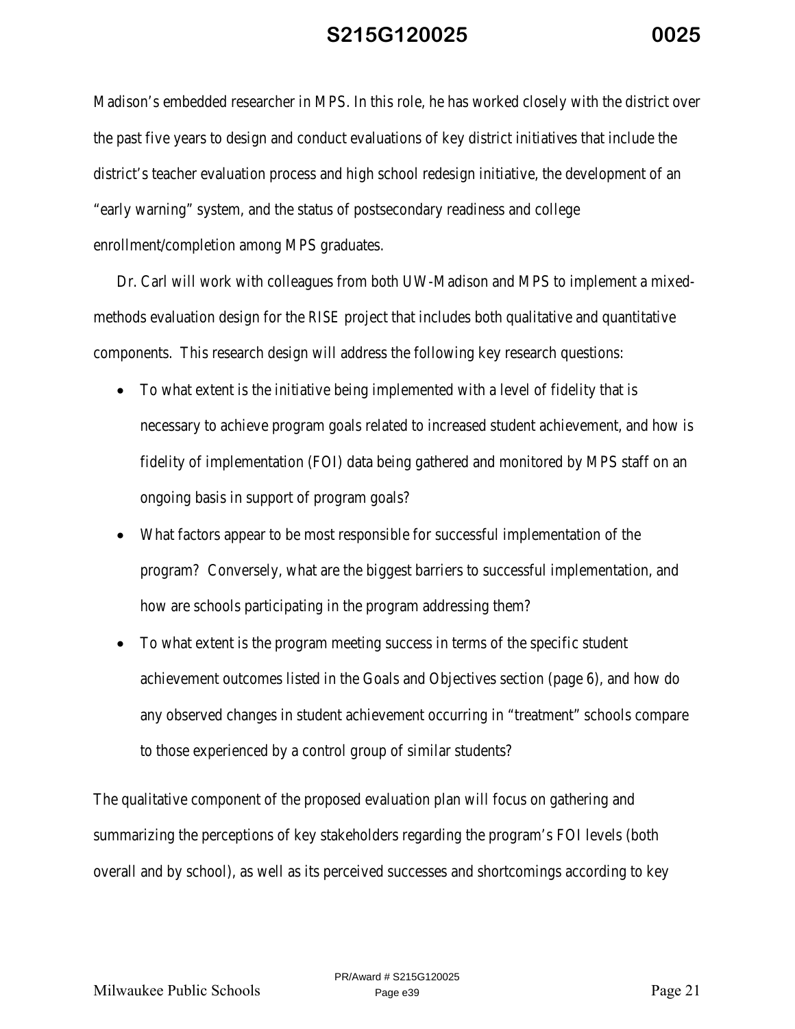Madison's embedded researcher in MPS. In this role, he has worked closely with the district over the past five years to design and conduct evaluations of key district initiatives that include the district's teacher evaluation process and high school redesign initiative, the development of an "early warning" system, and the status of postsecondary readiness and college enrollment/completion among MPS graduates.

Dr. Carl will work with colleagues from both UW-Madison and MPS to implement a mixed-methods evaluation design for the RISE project that includes both qualitative and quantitative components. This research design will address the following key research questions:

- To what extent is the initiative being implemented with a level of fidelity that is necessary to achieve program goals related to increased student achievement, and how is fidelity of implementation (FOI) data being gathered and monitored by MPS staff on an ongoing basis in support of program goals?
- What factors appear to be most responsible for successful implementation of the program? Conversely, what are the biggest barriers to successful implementation, and how are schools participating in the program addressing them?
- To what extent is the program meeting success in terms of the specific student achievement outcomes listed in the Goals and Objectives section (page 6), and how do any observed changes in student achievement occurring in "treatment" schools compare to those experienced by a control group of similar students?

The qualitative component of the proposed evaluation plan will focus on gathering and summarizing the perceptions of key stakeholders regarding the program's FOI levels (both overall and by school), as well as its perceived successes and shortcomings according to key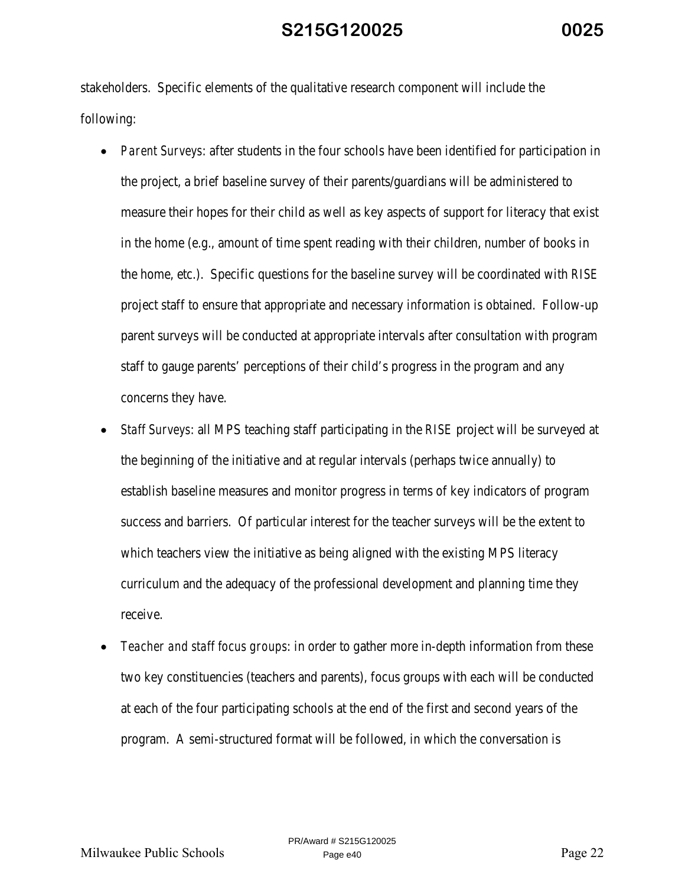stakeholders. Specific elements of the qualitative research component will include the following:

- *Parent Surveys*: after students in the four schools have been identified for participation in the project, a brief baseline survey of their parents/guardians will be administered to measure their hopes for their child as well as key aspects of support for literacy that exist in the home (e.g., amount of time spent reading with their children, number of books in the home, etc.). Specific questions for the baseline survey will be coordinated with *RISE* project staff to ensure that appropriate and necessary information is obtained. Follow-up parent surveys will be conducted at appropriate intervals after consultation with program staff to gauge parents' perceptions of their child's progress in the program and any concerns they have.
- *Staff Surveys*: all MPS teaching staff participating in the *RISE* project will be surveyed at the beginning of the initiative and at regular intervals (perhaps twice annually) to establish baseline measures and monitor progress in terms of key indicators of program success and barriers. Of particular interest for the teacher surveys will be the extent to which teachers view the initiative as being aligned with the existing MPS literacy curriculum and the adequacy of the professional development and planning time they receive.
- *Teacher and staff focus groups*: in order to gather more in-depth information from these two key constituencies (teachers and parents), focus groups with each will be conducted at each of the four participating schools at the end of the first and second years of the program. A semi-structured format will be followed, in which the conversation is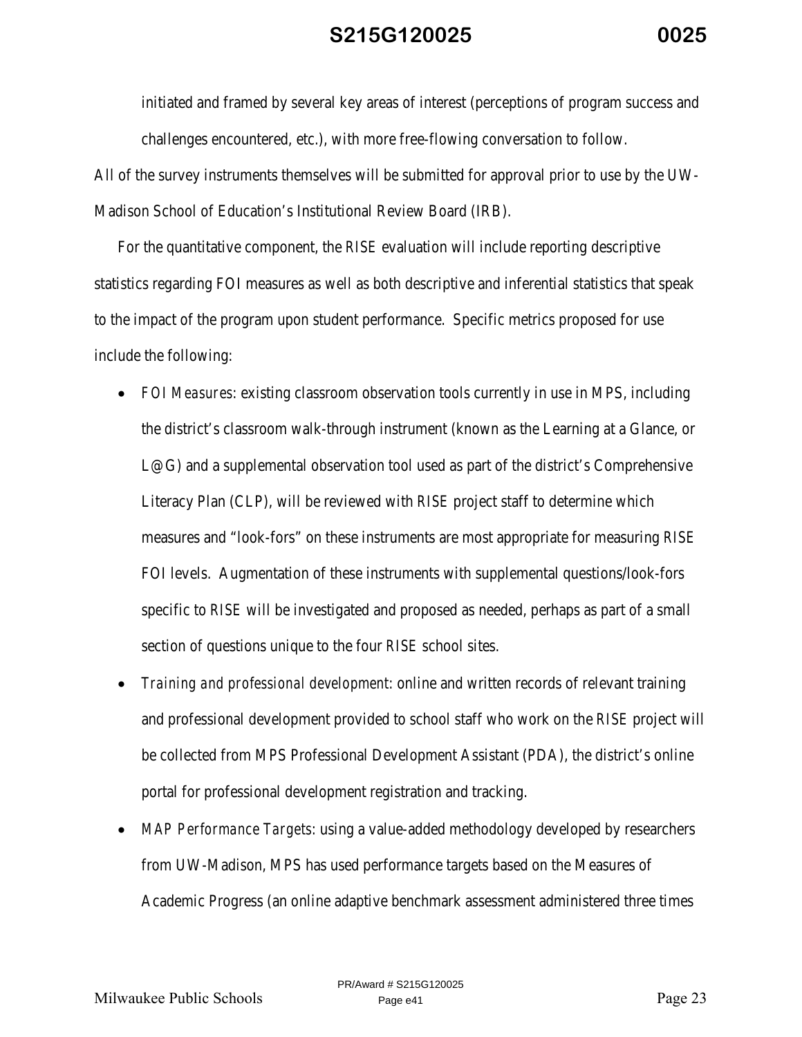initiated and framed by several key areas of interest (perceptions of program success and challenges encountered, etc.), with more free-flowing conversation to follow.

All of the survey instruments themselves will be submitted for approval prior to use by the UW-Madison School of Education's Institutional Review Board (IRB).

For the quantitative component, the *RISE* evaluation will include reporting descriptive statistics regarding FOI measures as well as both descriptive and inferential statistics that speak to the impact of the program upon student performance. Specific metrics proposed for use include the following:

- *FOI Measures*: existing classroom observation tools currently in use in MPS, including the district's classroom walk-through instrument (known as the Learning at a Glance, or L@G) and a supplemental observation tool used as part of the district's Comprehensive Literacy Plan (CLP), will be reviewed with *RISE* project staff to determine which measures and "look-fors" on these instruments are most appropriate for measuring *RISE* FOI levels. Augmentation of these instruments with supplemental questions/look-fors specific to *RISE* will be investigated and proposed as needed, perhaps as part of a small section of questions unique to the four *RISE* school sites.
- *Training and professional development*: online and written records of relevant training and professional development provided to school staff who work on the *RISE* project will be collected from MPS Professional Development Assistant (PDA), the district's online portal for professional development registration and tracking.
- *MAP Performance Targets*: using a value-added methodology developed by researchers from UW-Madison, MPS has used performance targets based on the Measures of Academic Progress (an online adaptive benchmark assessment administered three times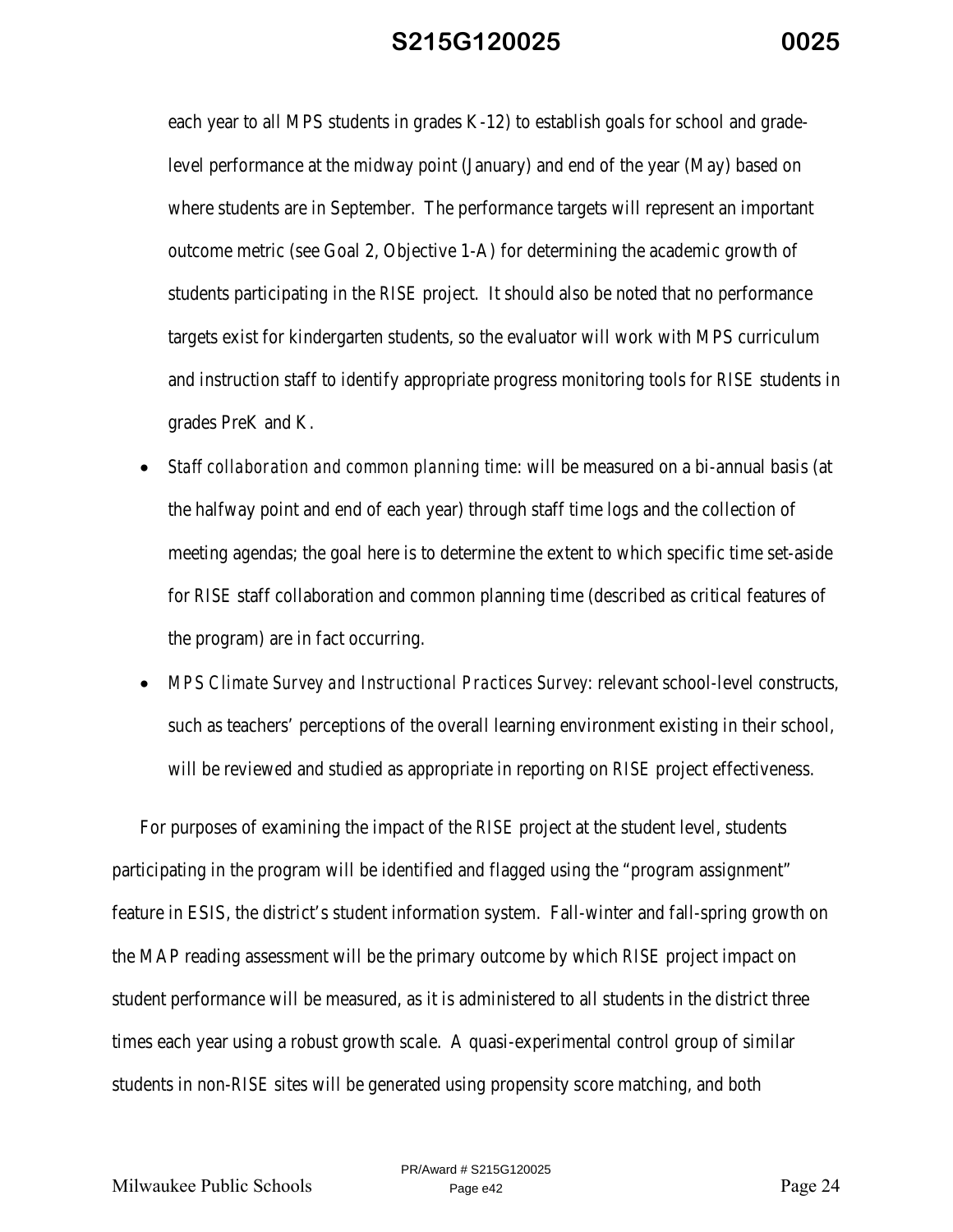each year to all MPS students in grades K-12) to establish goals for school and grade-level performance at the midway point (January) and end of the year (May) based on where students are in September. The performance targets will represent an important outcome metric (see Goal 2, Objective 1-A) for determining the academic growth of students participating in the *RISE* project. It should also be noted that no performance targets exist for kindergarten students, so the evaluator will work with MPS curriculum and instruction staff to identify appropriate progress monitoring tools for *RISE* students in grades PreK and K.

- *Staff collaboration and common planning time*: will be measured on a bi-annual basis (at the halfway point and end of each year) through staff time logs and the collection of meeting agendas; the goal here is to determine the extent to which specific time set-aside for *RISE* staff collaboration and common planning time (described as critical features of the program) are in fact occurring.
- *MPS Climate Survey and Instructional Practices Survey*: relevant school-level constructs, such as teachers' perceptions of the overall learning environment existing in their school, will be reviewed and studied as appropriate in reporting on *RISE* project effectiveness.

For purposes of examining the impact of the *RISE* project at the student level, students participating in the program will be identified and flagged using the "program assignment" feature in ESIS, the district's student information system. Fall-winter and fall-spring growth on the MAP reading assessment will be the primary outcome by which *RISE* project impact on student performance will be measured, as it is administered to all students in the district three times each year using a robust growth scale. A quasi-experimental control group of similar students in non-*RISE* sites will be generated using propensity score matching, and both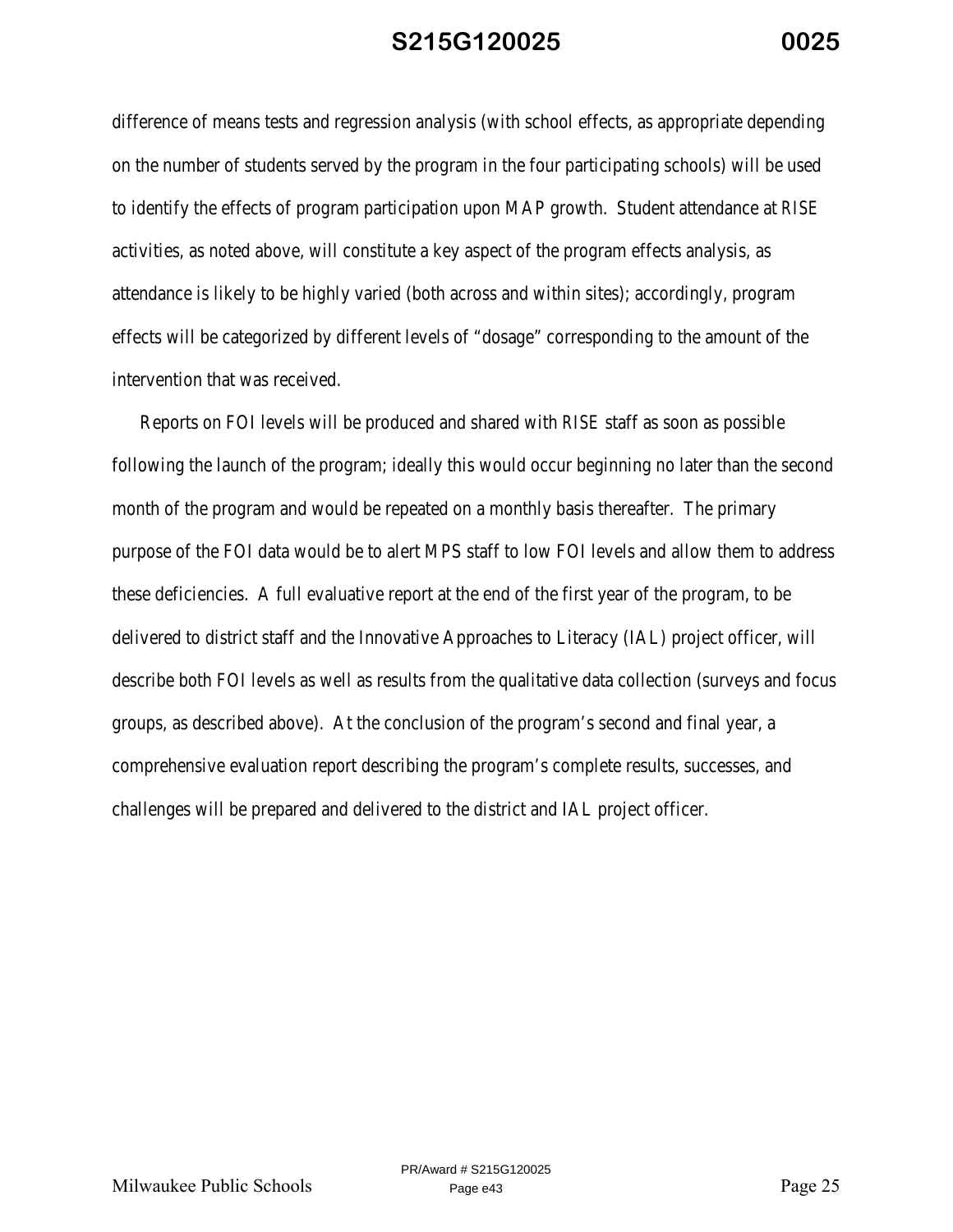difference of means tests and regression analysis (with school effects, as appropriate depending on the number of students served by the program in the four participating schools) will be used to identify the effects of program participation upon MAP growth. Student attendance at RISE activities, as noted above, will constitute a key aspect of the program effects analysis, as attendance is likely to be highly varied (both across and within sites); accordingly, program effects will be categorized by different levels of "dosage" corresponding to the amount of the intervention that was received.

Reports on FOI levels will be produced and shared with RISE staff as soon as possible following the launch of the program; ideally this would occur beginning no later than the second month of the program and would be repeated on a monthly basis thereafter. The primary purpose of the FOI data would be to alert MPS staff to low FOI levels and allow them to address these deficiencies. A full evaluative report at the end of the first year of the program, to be delivered to district staff and the Innovative Approaches to Literacy (IAL) project officer, will describe both FOI levels as well as results from the qualitative data collection (surveys and focus groups, as described above). At the conclusion of the program's second and final year, a comprehensive evaluation report describing the program's complete results, successes, and challenges will be prepared and delivered to the district and IAL project officer.